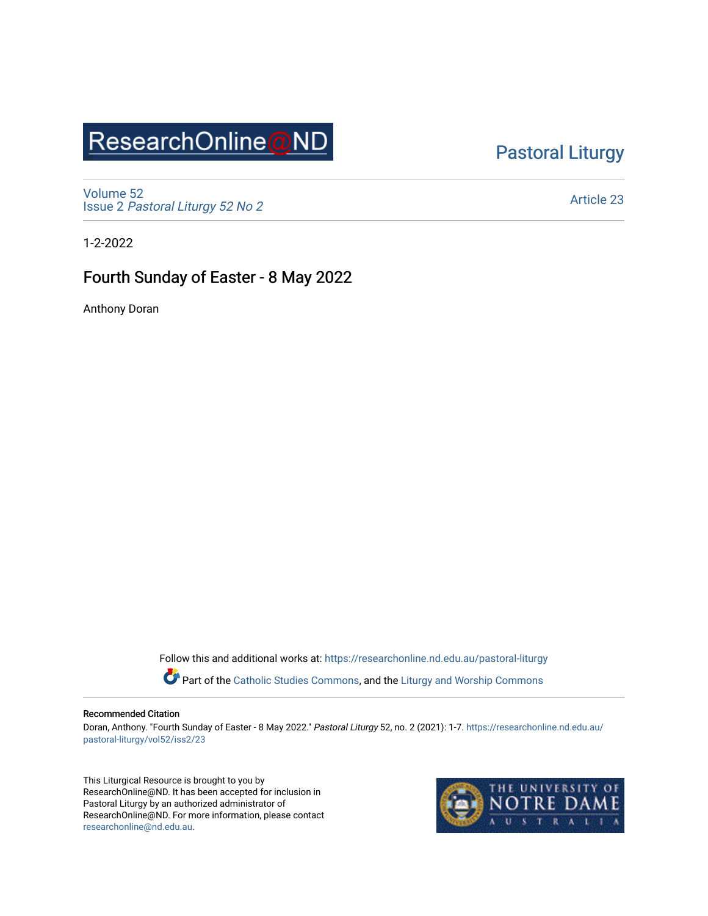ResearchOnline@ND

Pastoral Liturgy

Volume 52
Issue 2 *Pastoral Liturgy 52 No 2*

Article 23

1-2-2022

# Fourth Sunday of Easter - 8 May 2022

Anthony Doran

Follow this and additional works at: https://researchonline.nd.edu.au/pastoral-liturgy

Part of the Catholic Studies Commons, and the Liturgy and Worship Commons

**Recommended Citation**

Doran, Anthony. "Fourth Sunday of Easter - 8 May 2022." *Pastoral Liturgy* 52, no. 2 (2021): 1-7. https://researchonline.nd.edu.au/pastoral-liturgy/vol52/iss2/23

This Liturgical Resource is brought to you by ResearchOnline@ND. It has been accepted for inclusion in Pastoral Liturgy by an authorized administrator of ResearchOnline@ND. For more information, please contact researchonline@nd.edu.au.

THE UNIVERSITY OF NOTRE DAME AUSTRALIA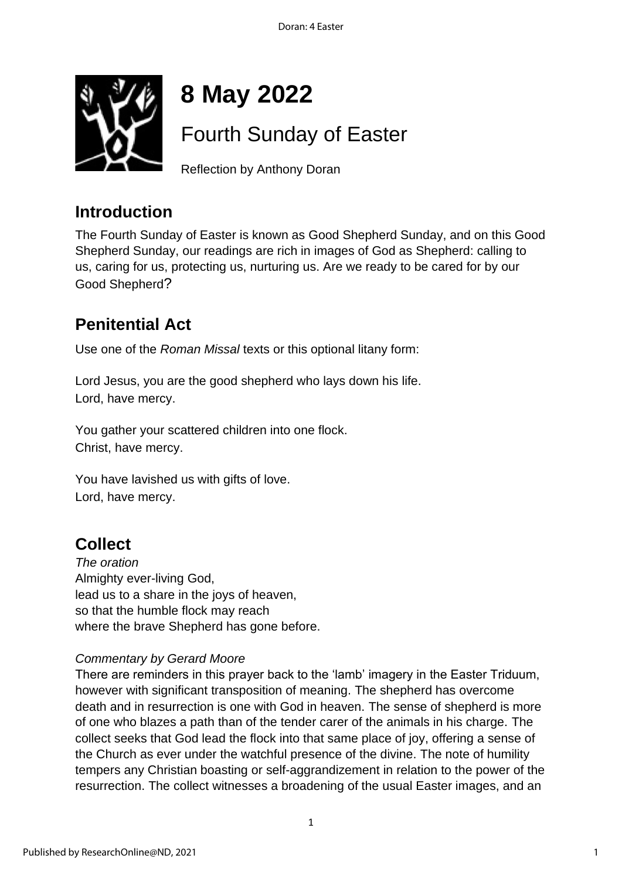# 8 May 2022

## Fourth Sunday of Easter

Reflection by Anthony Doran

## Introduction

The Fourth Sunday of Easter is known as Good Shepherd Sunday, and on this Good Shepherd Sunday, our readings are rich in images of God as Shepherd: calling to us, caring for us, protecting us, nurturing us. Are we ready to be cared for by our Good Shepherd?

## Penitential Act

Use one of the *Roman Missal* texts or this optional litany form:

Lord Jesus, you are the good shepherd who lays down his life.  
Lord, have mercy.

You gather your scattered children into one flock.  
Christ, have mercy.

You have lavished us with gifts of love.  
Lord, have mercy.

## Collect

*The oration*  
Almighty ever-living God,  
lead us to a share in the joys of heaven,  
so that the humble flock may reach  
where the brave Shepherd has gone before.

*Commentary by Gerard Moore*  
There are reminders in this prayer back to the 'lamb' imagery in the Easter Triduum, however with significant transposition of meaning. The shepherd has overcome death and in resurrection is one with God in heaven. The sense of shepherd is more of one who blazes a path than of the tender carer of the animals in his charge. The collect seeks that God lead the flock into that same place of joy, offering a sense of the Church as ever under the watchful presence of the divine. The note of humility tempers any Christian boasting or self-aggrandizement in relation to the power of the resurrection. The collect witnesses a broadening of the usual Easter images, and an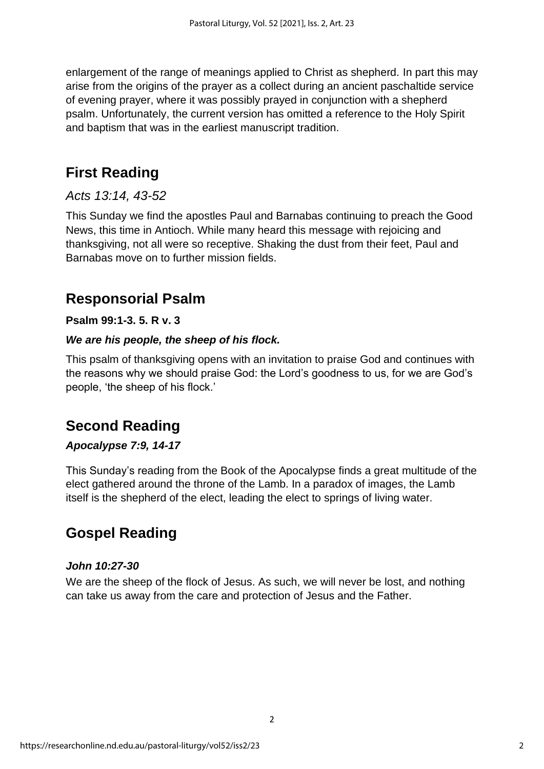enlargement of the range of meanings applied to Christ as shepherd. In part this may arise from the origins of the prayer as a collect during an ancient paschaltide service of evening prayer, where it was possibly prayed in conjunction with a shepherd psalm. Unfortunately, the current version has omitted a reference to the Holy Spirit and baptism that was in the earliest manuscript tradition.

## First Reading

*Acts 13:14, 43-52*

This Sunday we find the apostles Paul and Barnabas continuing to preach the Good News, this time in Antioch. While many heard this message with rejoicing and thanksgiving, not all were so receptive. Shaking the dust from their feet, Paul and Barnabas move on to further mission fields.

## Responsorial Psalm

**Psalm 99:1-3. 5. R v. 3**

***We are his people, the sheep of his flock.***

This psalm of thanksgiving opens with an invitation to praise God and continues with the reasons why we should praise God: the Lord's goodness to us, for we are God's people, 'the sheep of his flock.'

## Second Reading

***Apocalypse 7:9, 14-17***

This Sunday's reading from the Book of the Apocalypse finds a great multitude of the elect gathered around the throne of the Lamb. In a paradox of images, the Lamb itself is the shepherd of the elect, leading the elect to springs of living water.

## Gospel Reading

***John 10:27-30***

We are the sheep of the flock of Jesus. As such, we will never be lost, and nothing can take us away from the care and protection of Jesus and the Father.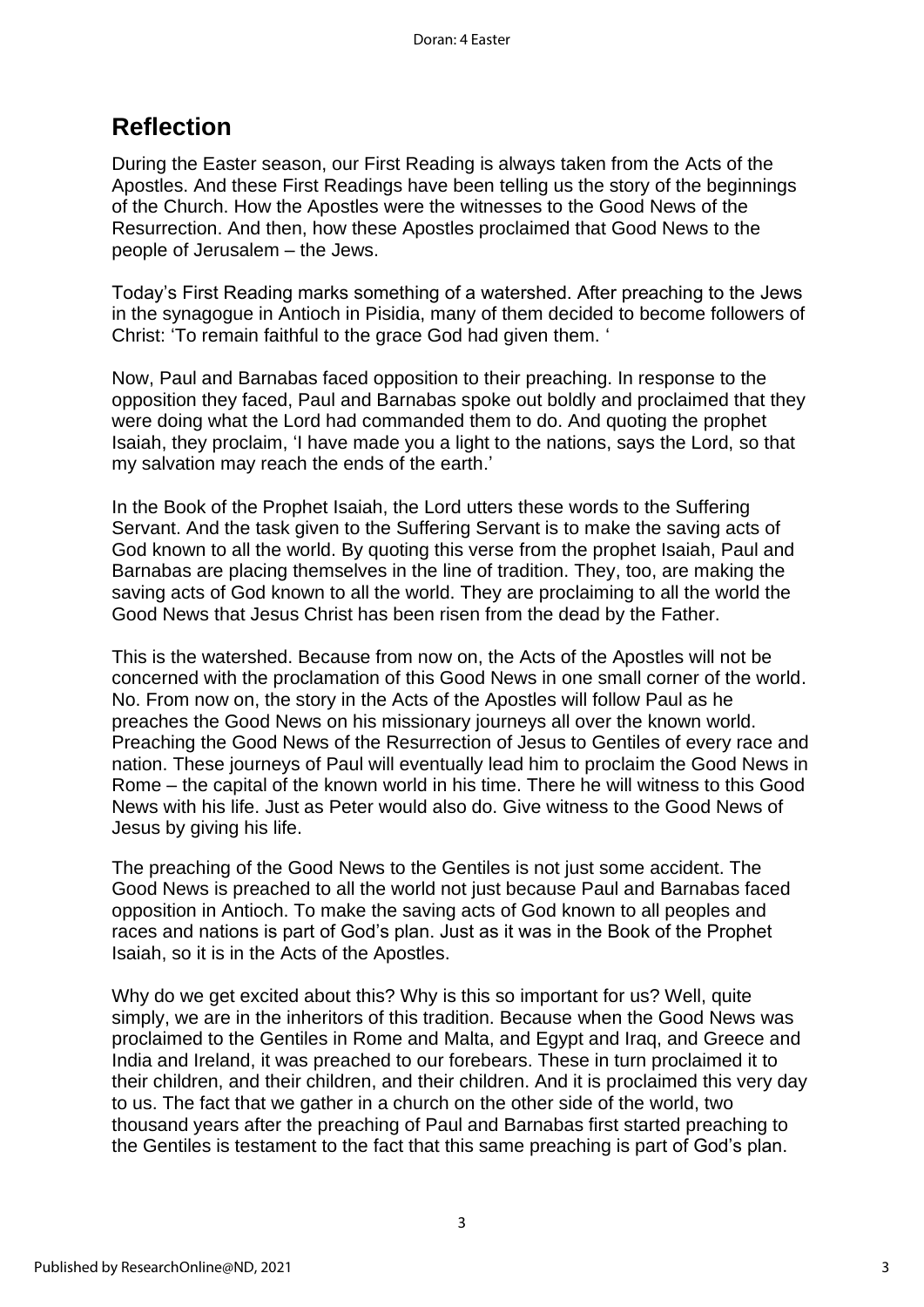## Reflection

During the Easter season, our First Reading is always taken from the Acts of the Apostles. And these First Readings have been telling us the story of the beginnings of the Church. How the Apostles were the witnesses to the Good News of the Resurrection. And then, how these Apostles proclaimed that Good News to the people of Jerusalem – the Jews.

Today's First Reading marks something of a watershed. After preaching to the Jews in the synagogue in Antioch in Pisidia, many of them decided to become followers of Christ: 'To remain faithful to the grace God had given them. '

Now, Paul and Barnabas faced opposition to their preaching. In response to the opposition they faced, Paul and Barnabas spoke out boldly and proclaimed that they were doing what the Lord had commanded them to do. And quoting the prophet Isaiah, they proclaim, 'I have made you a light to the nations, says the Lord, so that my salvation may reach the ends of the earth.'

In the Book of the Prophet Isaiah, the Lord utters these words to the Suffering Servant. And the task given to the Suffering Servant is to make the saving acts of God known to all the world. By quoting this verse from the prophet Isaiah, Paul and Barnabas are placing themselves in the line of tradition. They, too, are making the saving acts of God known to all the world. They are proclaiming to all the world the Good News that Jesus Christ has been risen from the dead by the Father.

This is the watershed. Because from now on, the Acts of the Apostles will not be concerned with the proclamation of this Good News in one small corner of the world. No. From now on, the story in the Acts of the Apostles will follow Paul as he preaches the Good News on his missionary journeys all over the known world. Preaching the Good News of the Resurrection of Jesus to Gentiles of every race and nation. These journeys of Paul will eventually lead him to proclaim the Good News in Rome – the capital of the known world in his time. There he will witness to this Good News with his life. Just as Peter would also do. Give witness to the Good News of Jesus by giving his life.

The preaching of the Good News to the Gentiles is not just some accident. The Good News is preached to all the world not just because Paul and Barnabas faced opposition in Antioch. To make the saving acts of God known to all peoples and races and nations is part of God's plan. Just as it was in the Book of the Prophet Isaiah, so it is in the Acts of the Apostles.

Why do we get excited about this? Why is this so important for us? Well, quite simply, we are in the inheritors of this tradition. Because when the Good News was proclaimed to the Gentiles in Rome and Malta, and Egypt and Iraq, and Greece and India and Ireland, it was preached to our forebears. These in turn proclaimed it to their children, and their children, and their children. And it is proclaimed this very day to us. The fact that we gather in a church on the other side of the world, two thousand years after the preaching of Paul and Barnabas first started preaching to the Gentiles is testament to the fact that this same preaching is part of God's plan.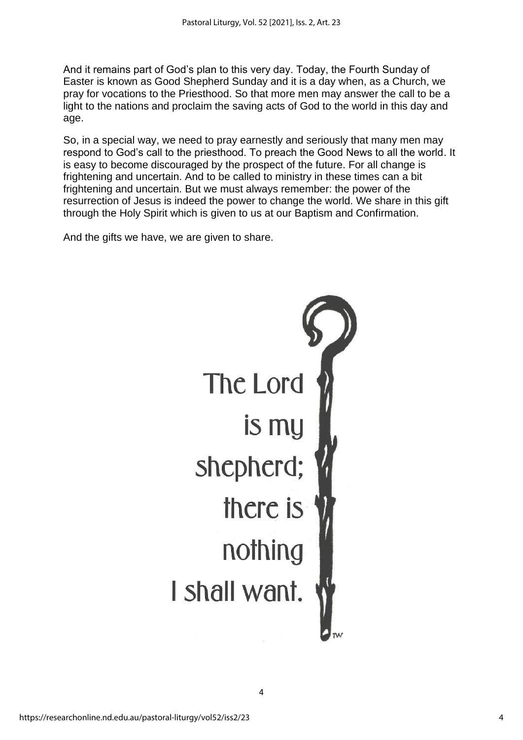And it remains part of God's plan to this very day. Today, the Fourth Sunday of Easter is known as Good Shepherd Sunday and it is a day when, as a Church, we pray for vocations to the Priesthood. So that more men may answer the call to be a light to the nations and proclaim the saving acts of God to the world in this day and age.

So, in a special way, we need to pray earnestly and seriously that many men may respond to God's call to the priesthood. To preach the Good News to all the world. It is easy to become discouraged by the prospect of the future. For all change is frightening and uncertain. And to be called to ministry in these times can a bit frightening and uncertain. But we must always remember: the power of the resurrection of Jesus is indeed the power to change the world. We share in this gift through the Holy Spirit which is given to us at our Baptism and Confirmation.

And the gifts we have, we are given to share.

The Lord
is my
shepherd;
there is
nothing
I shall want.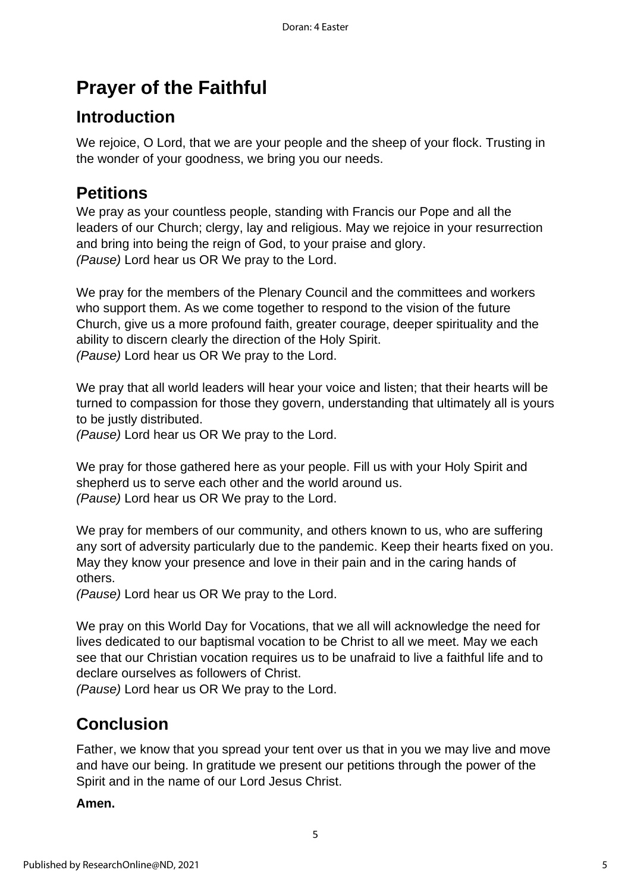# Prayer of the Faithful

## Introduction

We rejoice, O Lord, that we are your people and the sheep of your flock. Trusting in the wonder of your goodness, we bring you our needs.

## Petitions

We pray as your countless people, standing with Francis our Pope and all the leaders of our Church; clergy, lay and religious. May we rejoice in your resurrection and bring into being the reign of God, to your praise and glory.
*(Pause)* Lord hear us OR We pray to the Lord.

We pray for the members of the Plenary Council and the committees and workers who support them. As we come together to respond to the vision of the future Church, give us a more profound faith, greater courage, deeper spirituality and the ability to discern clearly the direction of the Holy Spirit.
*(Pause)* Lord hear us OR We pray to the Lord.

We pray that all world leaders will hear your voice and listen; that their hearts will be turned to compassion for those they govern, understanding that ultimately all is yours to be justly distributed.
*(Pause)* Lord hear us OR We pray to the Lord.

We pray for those gathered here as your people. Fill us with your Holy Spirit and shepherd us to serve each other and the world around us.
*(Pause)* Lord hear us OR We pray to the Lord.

We pray for members of our community, and others known to us, who are suffering any sort of adversity particularly due to the pandemic. Keep their hearts fixed on you. May they know your presence and love in their pain and in the caring hands of others.
*(Pause)* Lord hear us OR We pray to the Lord.

We pray on this World Day for Vocations, that we all will acknowledge the need for lives dedicated to our baptismal vocation to be Christ to all we meet. May we each see that our Christian vocation requires us to be unafraid to live a faithful life and to declare ourselves as followers of Christ.
*(Pause)* Lord hear us OR We pray to the Lord.

## Conclusion

Father, we know that you spread your tent over us that in you we may live and move and have our being. In gratitude we present our petitions through the power of the Spirit and in the name of our Lord Jesus Christ.

**Amen.**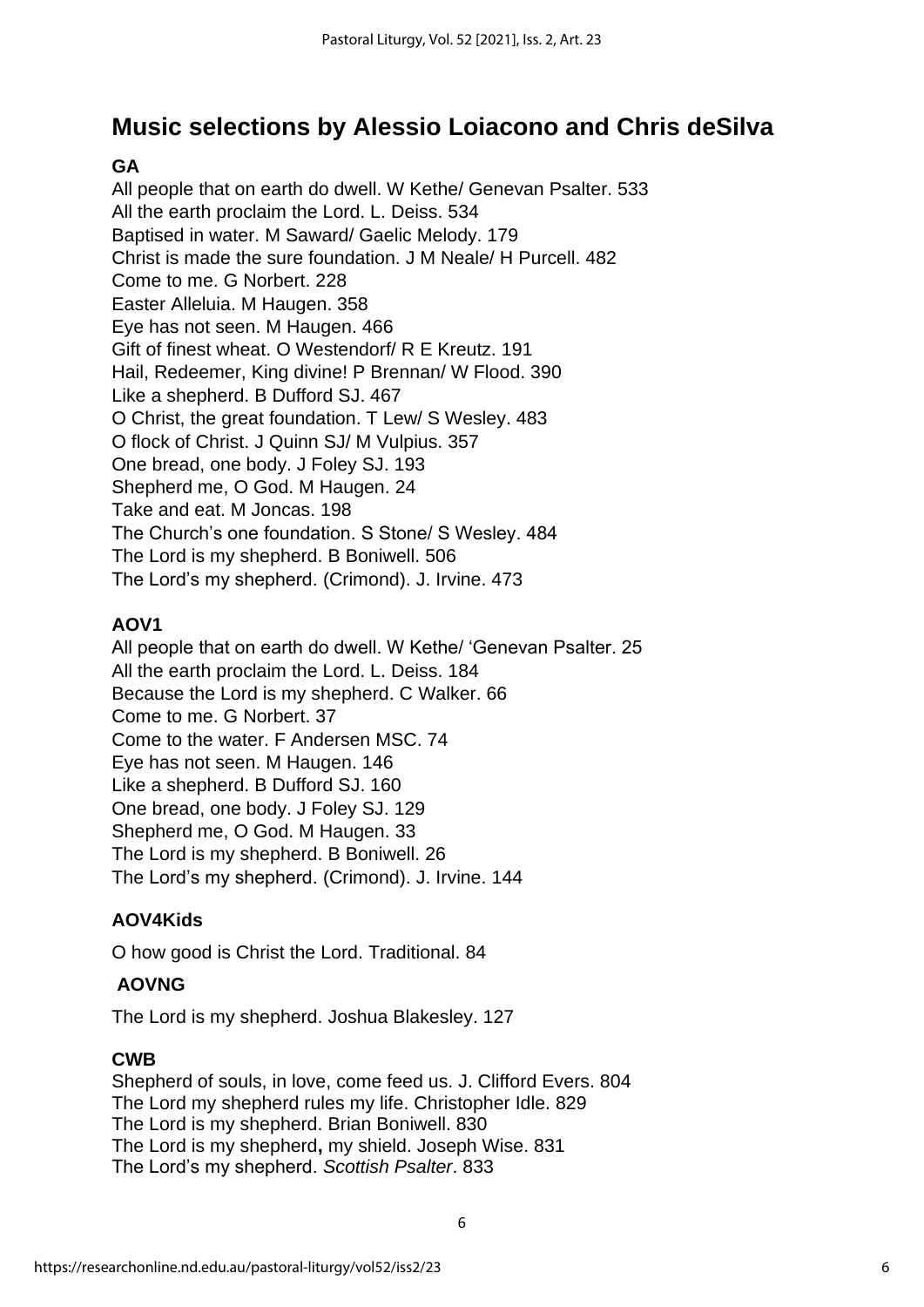## Music selections by Alessio Loiacono and Chris deSilva

**GA**

All people that on earth do dwell. W Kethe/ Genevan Psalter. 533
All the earth proclaim the Lord. L. Deiss. 534
Baptised in water. M Saward/ Gaelic Melody. 179
Christ is made the sure foundation. J M Neale/ H Purcell. 482
Come to me. G Norbert. 228
Easter Alleluia. M Haugen. 358
Eye has not seen. M Haugen. 466
Gift of finest wheat. O Westendorf/ R E Kreutz. 191
Hail, Redeemer, King divine! P Brennan/ W Flood. 390
Like a shepherd. B Dufford SJ. 467
O Christ, the great foundation. T Lew/ S Wesley. 483
O flock of Christ. J Quinn SJ/ M Vulpius. 357
One bread, one body. J Foley SJ. 193
Shepherd me, O God. M Haugen. 24
Take and eat. M Joncas. 198
The Church's one foundation. S Stone/ S Wesley. 484
The Lord is my shepherd. B Boniwell. 506
The Lord's my shepherd. (Crimond). J. Irvine. 473

**AOV1**

All people that on earth do dwell. W Kethe/ 'Genevan Psalter. 25
All the earth proclaim the Lord. L. Deiss. 184
Because the Lord is my shepherd. C Walker. 66
Come to me. G Norbert. 37
Come to the water. F Andersen MSC. 74
Eye has not seen. M Haugen. 146
Like a shepherd. B Dufford SJ. 160
One bread, one body. J Foley SJ. 129
Shepherd me, O God. M Haugen. 33
The Lord is my shepherd. B Boniwell. 26
The Lord's my shepherd. (Crimond). J. Irvine. 144

**AOV4Kids**

O how good is Christ the Lord. Traditional. 84

**AOVNG**

The Lord is my shepherd. Joshua Blakesley. 127

**CWB**

Shepherd of souls, in love, come feed us. J. Clifford Evers. 804
The Lord my shepherd rules my life. Christopher Idle. 829
The Lord is my shepherd. Brian Boniwell. 830
The Lord is my shepherd**,** my shield. Joseph Wise. 831
The Lord's my shepherd. *Scottish Psalter*. 833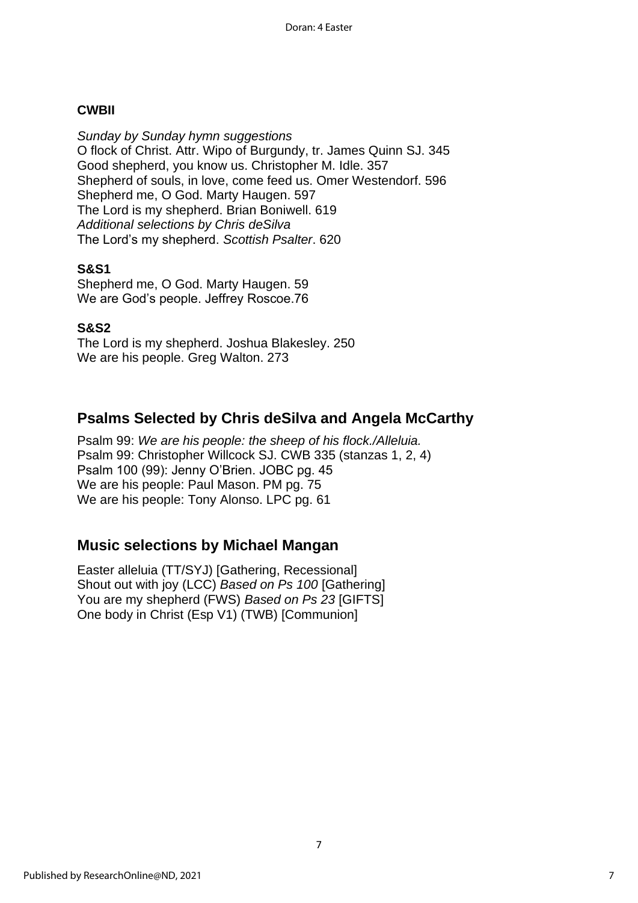**CWBII**

*Sunday by Sunday hymn suggestions*
O flock of Christ. Attr. Wipo of Burgundy, tr. James Quinn SJ. 345
Good shepherd, you know us. Christopher M. Idle. 357
Shepherd of souls, in love, come feed us. Omer Westendorf. 596
Shepherd me, O God. Marty Haugen. 597
The Lord is my shepherd. Brian Boniwell. 619
*Additional selections by Chris deSilva*
The Lord's my shepherd. *Scottish Psalter*. 620

**S&S1**
Shepherd me, O God. Marty Haugen. 59
We are God's people. Jeffrey Roscoe.76

**S&S2**
The Lord is my shepherd. Joshua Blakesley. 250
We are his people. Greg Walton. 273

## Psalms Selected by Chris deSilva and Angela McCarthy

Psalm 99: *We are his people: the sheep of his flock./Alleluia.*
Psalm 99: Christopher Willcock SJ. CWB 335 (stanzas 1, 2, 4)
Psalm 100 (99): Jenny O'Brien. JOBC pg. 45
We are his people: Paul Mason. PM pg. 75
We are his people: Tony Alonso. LPC pg. 61

## Music selections by Michael Mangan

Easter alleluia (TT/SYJ) [Gathering, Recessional]
Shout out with joy (LCC) *Based on Ps 100* [Gathering]
You are my shepherd (FWS) *Based on Ps 23* [GIFTS]
One body in Christ (Esp V1) (TWB) [Communion]